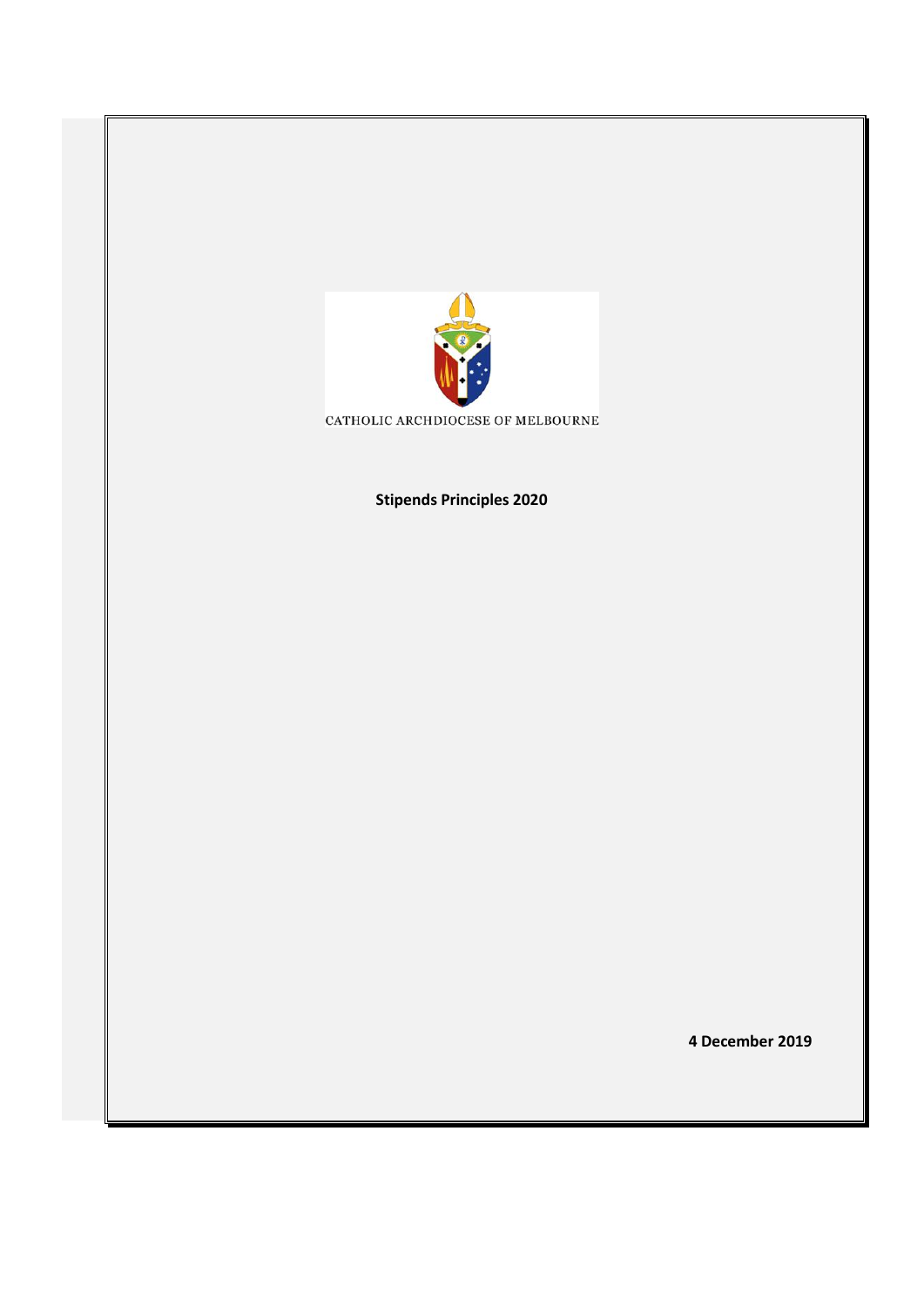CATHOLIC ARCHDIOCESE OF MELBOURNE

**Stipends Principles 2020**

**4 December 2019**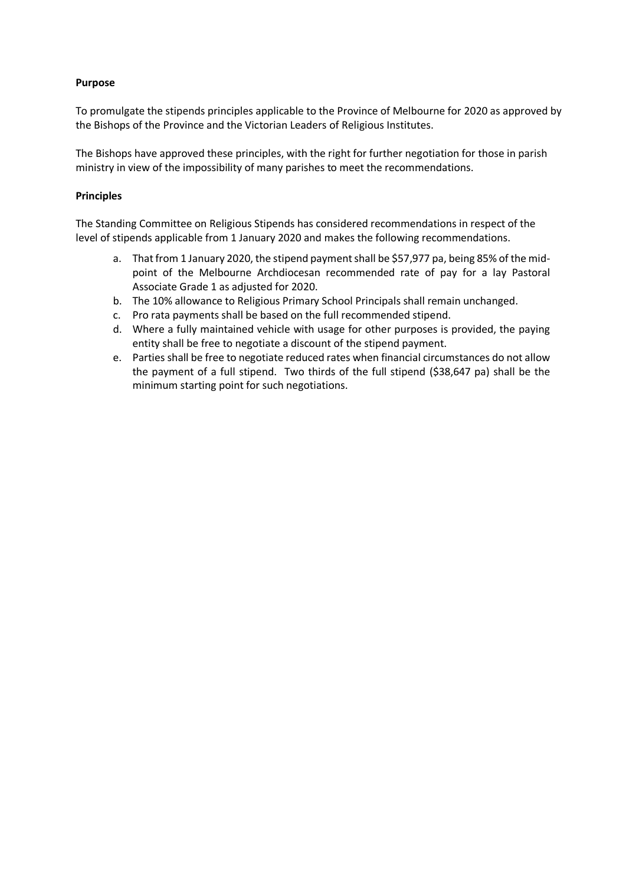**Purpose**

To promulgate the stipends principles applicable to the Province of Melbourne for 2020 as approved by the Bishops of the Province and the Victorian Leaders of Religious Institutes.

The Bishops have approved these principles, with the right for further negotiation for those in parish ministry in view of the impossibility of many parishes to meet the recommendations.

**Principles**

The Standing Committee on Religious Stipends has considered recommendations in respect of the level of stipends applicable from 1 January 2020 and makes the following recommendations.

a. That from 1 January 2020, the stipend payment shall be $57,977 pa, being 85% of the mid-point of the Melbourne Archdiocesan recommended rate of pay for a lay Pastoral Associate Grade 1 as adjusted for 2020.
b. The 10% allowance to Religious Primary School Principals shall remain unchanged.
c. Pro rata payments shall be based on the full recommended stipend.
d. Where a fully maintained vehicle with usage for other purposes is provided, the paying entity shall be free to negotiate a discount of the stipend payment.
e. Parties shall be free to negotiate reduced rates when financial circumstances do not allow the payment of a full stipend. Two thirds of the full stipend ($38,647 pa) shall be the minimum starting point for such negotiations.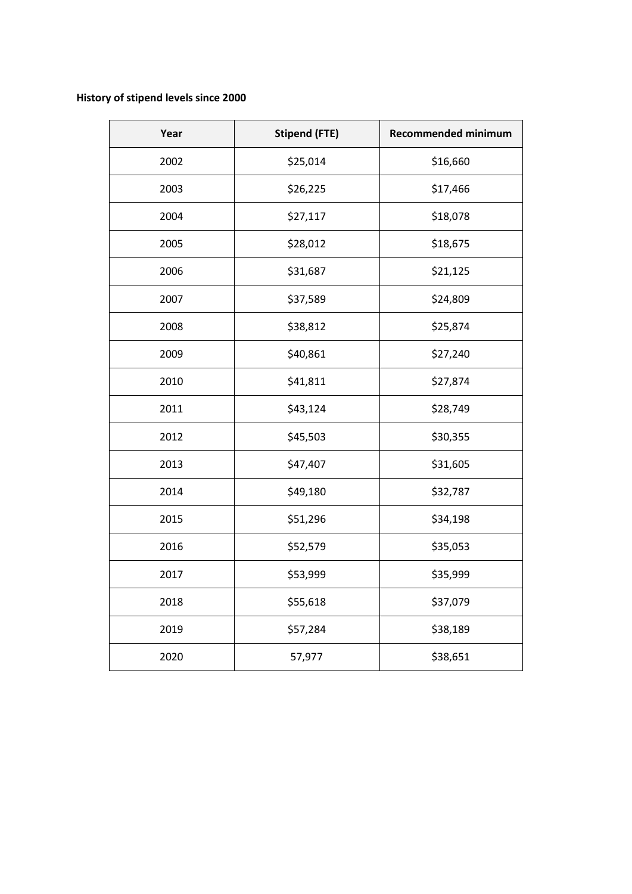**History of stipend levels since 2000**

| Year | Stipend (FTE) | Recommended minimum |
|---|---|---|
| 2002 | $25,014 | $16,660 |
| 2003 | $26,225 | $17,466 |
| 2004 | $27,117 | $18,078 |
| 2005 | $28,012 | $18,675 |
| 2006 | $31,687 | $21,125 |
| 2007 | $37,589 | $24,809 |
| 2008 | $38,812 | $25,874 |
| 2009 | $40,861 | $27,240 |
| 2010 | $41,811 | $27,874 |
| 2011 | $43,124 | $28,749 |
| 2012 | $45,503 | $30,355 |
| 2013 | $47,407 | $31,605 |
| 2014 | $49,180 | $32,787 |
| 2015 | $51,296 | $34,198 |
| 2016 | $52,579 | $35,053 |
| 2017 | $53,999 | $35,999 |
| 2018 | $55,618 | $37,079 |
| 2019 | $57,284 | $38,189 |
| 2020 | 57,977 | $38,651 |